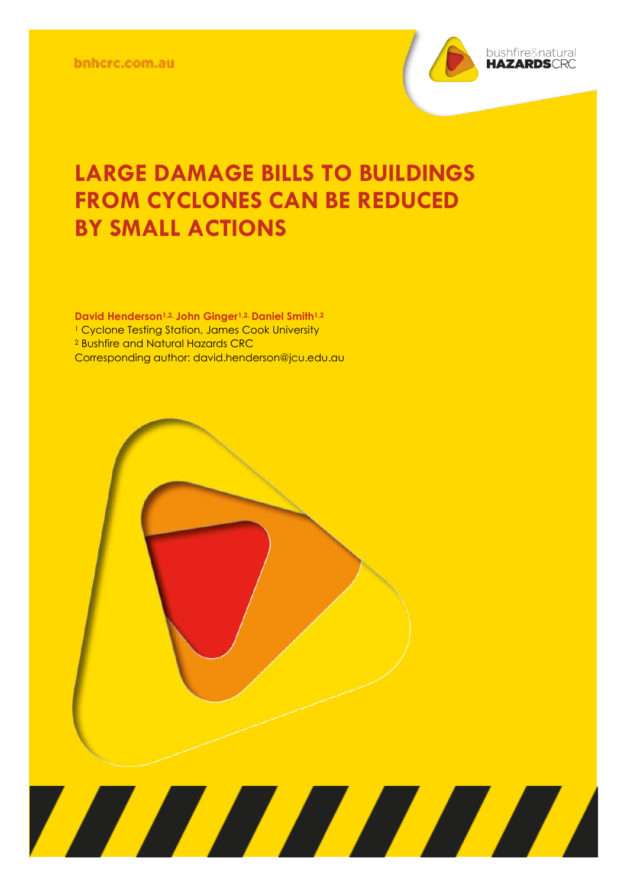bnhcrc.com.au

# LARGE DAMAGE BILLS TO BUILDINGS FROM CYCLONES CAN BE REDUCED BY SMALL ACTIONS

**David Henderson[1,2], John Ginger[1,2], Daniel Smith[1,2]**

[1] Cyclone Testing Station, James Cook University

[2] Bushfire and Natural Hazards CRC

Corresponding author: david.henderson@jcu.edu.au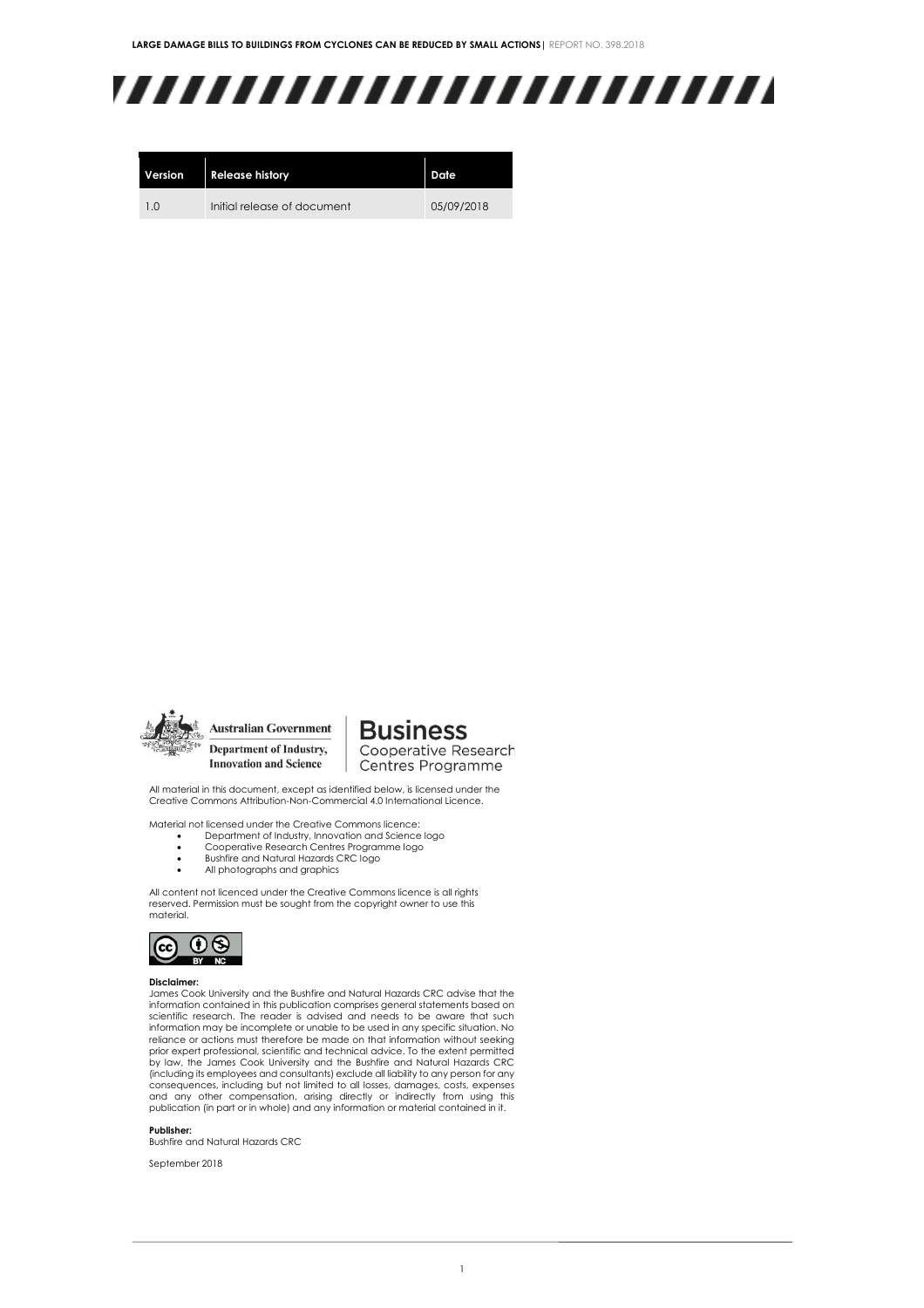| Version | Release history | Date |
|---|---|---|
| 1.0 | Initial release of document | 05/09/2018 |

Australian Government

Department of Industry, Innovation and Science

**Business**
Cooperative Research Centres Programme

All material in this document, except as identified below, is licensed under the Creative Commons Attribution-Non-Commercial 4.0 International Licence.

Material not licensed under the Creative Commons licence:

- Department of Industry, Innovation and Science logo
- Cooperative Research Centres Programme logo
- Bushfire and Natural Hazards CRC logo
- All photographs and graphics

All content not licenced under the Creative Commons licence is all rights reserved. Permission must be sought from the copyright owner to use this material.

**Disclaimer:**
James Cook University and the Bushfire and Natural Hazards CRC advise that the information contained in this publication comprises general statements based on scientific research. The reader is advised and needs to be aware that such information may be incomplete or unable to be used in any specific situation. No reliance or actions must therefore be made on that information without seeking prior expert professional, scientific and technical advice. To the extent permitted by law, the James Cook University and the Bushfire and Natural Hazards CRC (including its employees and consultants) exclude all liability to any person for any consequences, including but not limited to all losses, damages, costs, expenses and any other compensation, arising directly or indirectly from using this publication (in part or in whole) and any information or material contained in it.

**Publisher:**
Bushfire and Natural Hazards CRC

September 2018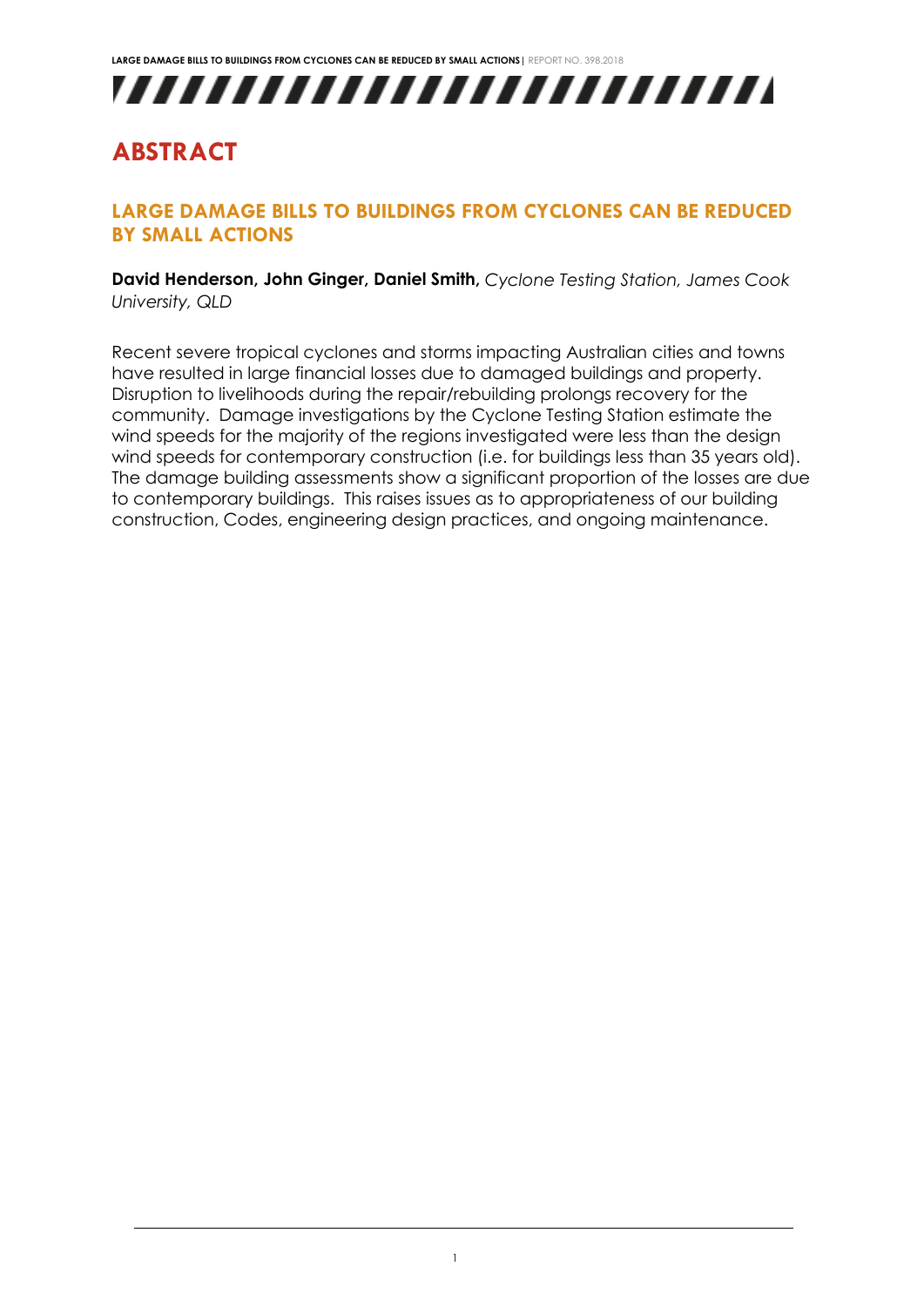# ABSTRACT

## LARGE DAMAGE BILLS TO BUILDINGS FROM CYCLONES CAN BE REDUCED BY SMALL ACTIONS

**David Henderson, John Ginger, Daniel Smith,** *Cyclone Testing Station, James Cook University, QLD*

Recent severe tropical cyclones and storms impacting Australian cities and towns have resulted in large financial losses due to damaged buildings and property. Disruption to livelihoods during the repair/rebuilding prolongs recovery for the community. Damage investigations by the Cyclone Testing Station estimate the wind speeds for the majority of the regions investigated were less than the design wind speeds for contemporary construction (i.e. for buildings less than 35 years old). The damage building assessments show a significant proportion of the losses are due to contemporary buildings. This raises issues as to appropriateness of our building construction, Codes, engineering design practices, and ongoing maintenance.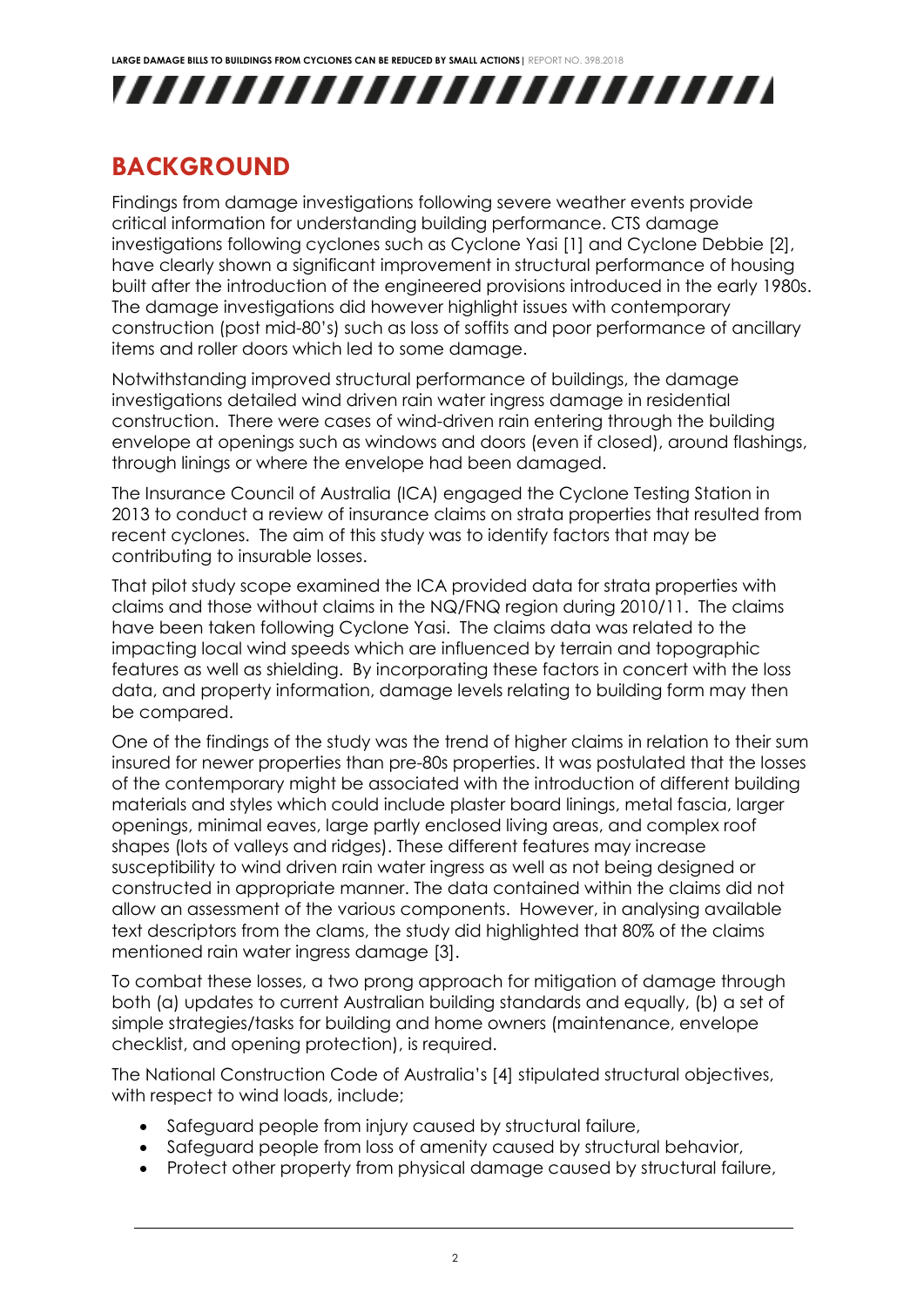## BACKGROUND

Findings from damage investigations following severe weather events provide critical information for understanding building performance. CTS damage investigations following cyclones such as Cyclone Yasi [1] and Cyclone Debbie [2], have clearly shown a significant improvement in structural performance of housing built after the introduction of the engineered provisions introduced in the early 1980s. The damage investigations did however highlight issues with contemporary construction (post mid-80's) such as loss of soffits and poor performance of ancillary items and roller doors which led to some damage.

Notwithstanding improved structural performance of buildings, the damage investigations detailed wind driven rain water ingress damage in residential construction. There were cases of wind-driven rain entering through the building envelope at openings such as windows and doors (even if closed), around flashings, through linings or where the envelope had been damaged.

The Insurance Council of Australia (ICA) engaged the Cyclone Testing Station in 2013 to conduct a review of insurance claims on strata properties that resulted from recent cyclones. The aim of this study was to identify factors that may be contributing to insurable losses.

That pilot study scope examined the ICA provided data for strata properties with claims and those without claims in the NQ/FNQ region during 2010/11. The claims have been taken following Cyclone Yasi. The claims data was related to the impacting local wind speeds which are influenced by terrain and topographic features as well as shielding. By incorporating these factors in concert with the loss data, and property information, damage levels relating to building form may then be compared.

One of the findings of the study was the trend of higher claims in relation to their sum insured for newer properties than pre-80s properties. It was postulated that the losses of the contemporary might be associated with the introduction of different building materials and styles which could include plaster board linings, metal fascia, larger openings, minimal eaves, large partly enclosed living areas, and complex roof shapes (lots of valleys and ridges). These different features may increase susceptibility to wind driven rain water ingress as well as not being designed or constructed in appropriate manner. The data contained within the claims did not allow an assessment of the various components. However, in analysing available text descriptors from the clams, the study did highlighted that 80% of the claims mentioned rain water ingress damage [3].

To combat these losses, a two prong approach for mitigation of damage through both (a) updates to current Australian building standards and equally, (b) a set of simple strategies/tasks for building and home owners (maintenance, envelope checklist, and opening protection), is required.

The National Construction Code of Australia's [4] stipulated structural objectives, with respect to wind loads, include;

- Safeguard people from injury caused by structural failure,
- Safeguard people from loss of amenity caused by structural behavior,
- Protect other property from physical damage caused by structural failure,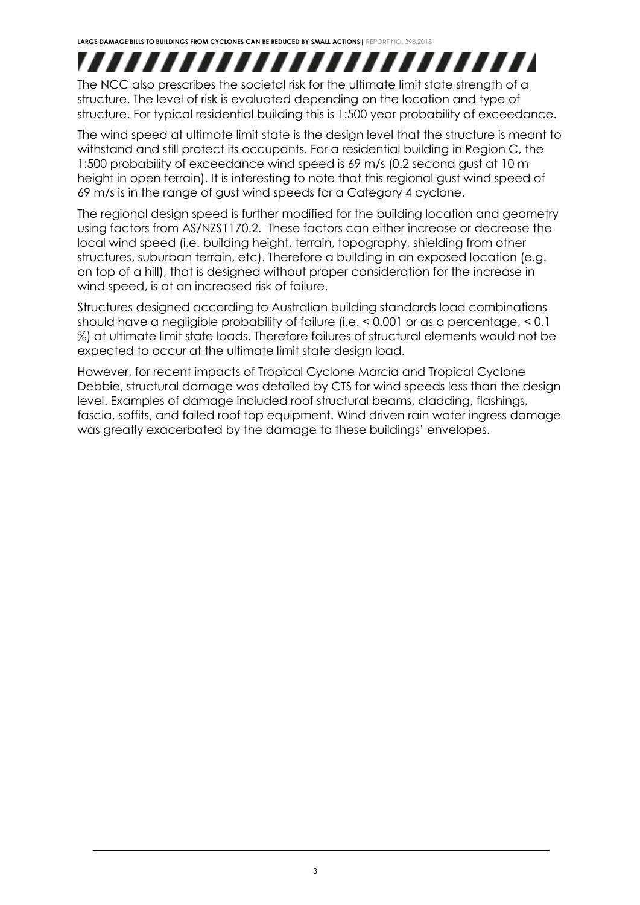The NCC also prescribes the societal risk for the ultimate limit state strength of a structure. The level of risk is evaluated depending on the location and type of structure. For typical residential building this is 1:500 year probability of exceedance.

The wind speed at ultimate limit state is the design level that the structure is meant to withstand and still protect its occupants. For a residential building in Region C, the 1:500 probability of exceedance wind speed is 69 m/s (0.2 second gust at 10 m height in open terrain). It is interesting to note that this regional gust wind speed of 69 m/s is in the range of gust wind speeds for a Category 4 cyclone.

The regional design speed is further modified for the building location and geometry using factors from AS/NZS1170.2. These factors can either increase or decrease the local wind speed (i.e. building height, terrain, topography, shielding from other structures, suburban terrain, etc). Therefore a building in an exposed location (e.g. on top of a hill), that is designed without proper consideration for the increase in wind speed, is at an increased risk of failure.

Structures designed according to Australian building standards load combinations should have a negligible probability of failure (i.e. < 0.001 or as a percentage, < 0.1 %) at ultimate limit state loads. Therefore failures of structural elements would not be expected to occur at the ultimate limit state design load.

However, for recent impacts of Tropical Cyclone Marcia and Tropical Cyclone Debbie, structural damage was detailed by CTS for wind speeds less than the design level. Examples of damage included roof structural beams, cladding, flashings, fascia, soffits, and failed roof top equipment. Wind driven rain water ingress damage was greatly exacerbated by the damage to these buildings' envelopes.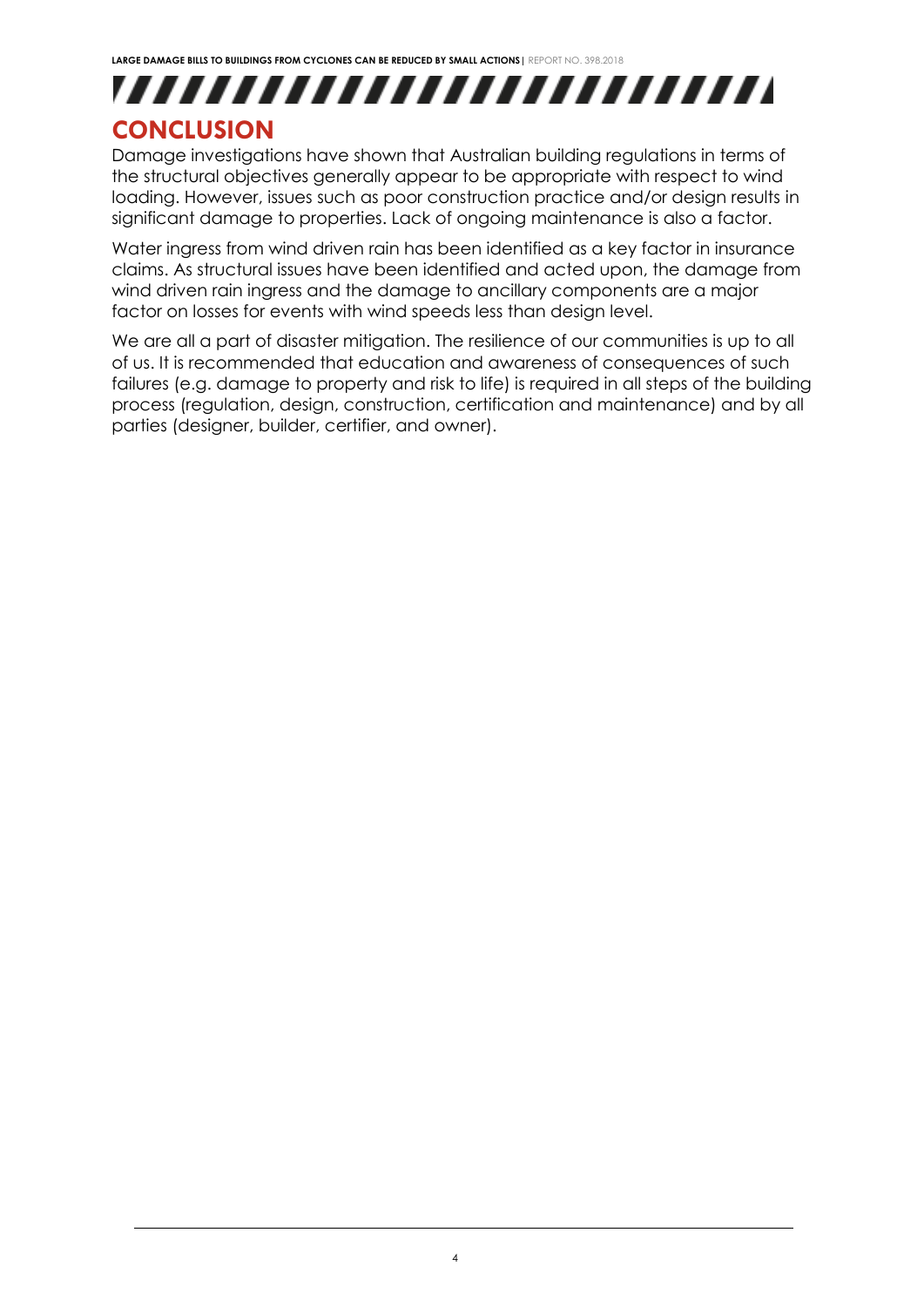## CONCLUSION

Damage investigations have shown that Australian building regulations in terms of the structural objectives generally appear to be appropriate with respect to wind loading. However, issues such as poor construction practice and/or design results in significant damage to properties. Lack of ongoing maintenance is also a factor.

Water ingress from wind driven rain has been identified as a key factor in insurance claims. As structural issues have been identified and acted upon, the damage from wind driven rain ingress and the damage to ancillary components are a major factor on losses for events with wind speeds less than design level.

We are all a part of disaster mitigation. The resilience of our communities is up to all of us. It is recommended that education and awareness of consequences of such failures (e.g. damage to property and risk to life) is required in all steps of the building process (regulation, design, construction, certification and maintenance) and by all parties (designer, builder, certifier, and owner).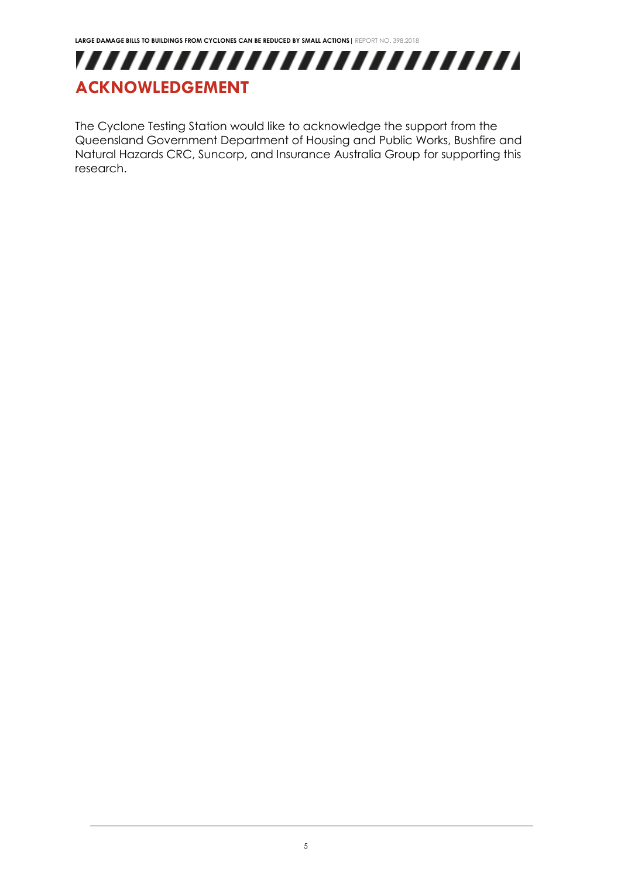# ACKNOWLEDGEMENT

The Cyclone Testing Station would like to acknowledge the support from the Queensland Government Department of Housing and Public Works, Bushfire and Natural Hazards CRC, Suncorp, and Insurance Australia Group for supporting this research.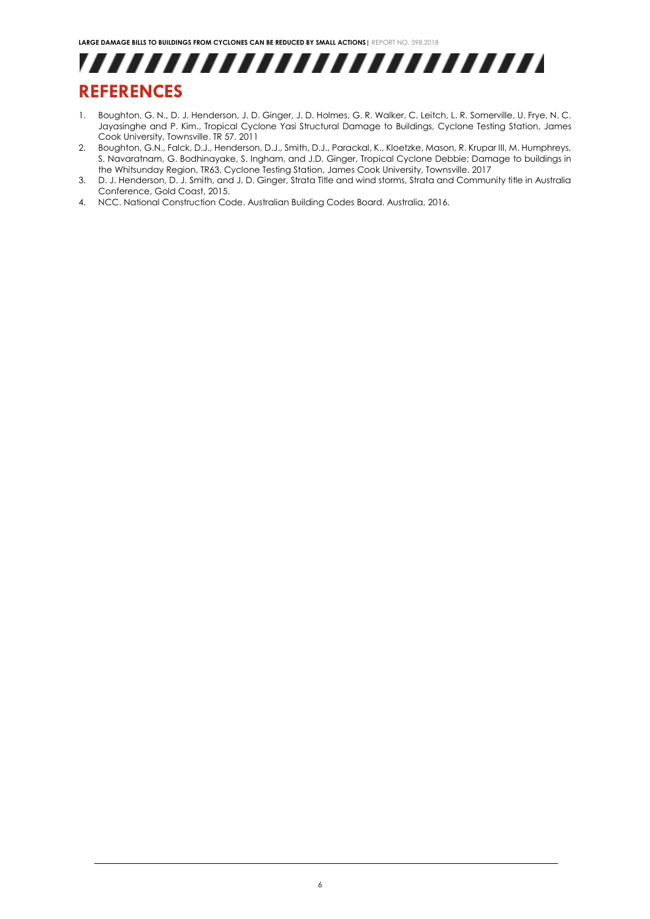# REFERENCES

1. Boughton, G. N., D. J. Henderson, J. D. Ginger, J. D. Holmes, G. R. Walker, C. Leitch, L. R. Somerville, U. Frye, N. C. Jayasinghe and P. Kim., Tropical Cyclone Yasi Structural Damage to Buildings, Cyclone Testing Station, James Cook University, Townsville. TR 57. 2011
2. Boughton, G.N., Falck, D.J., Henderson, D.J., Smith, D.J., Parackal, K., Kloetzke, Mason, R. Krupar III, M. Humphreys, S. Navaratnam, G. Bodhinayake, S. Ingham, and J.D. Ginger, Tropical Cyclone Debbie; Damage to buildings in the Whitsunday Region, TR63, Cyclone Testing Station, James Cook University, Townsville. 2017
3. D. J. Henderson, D. J. Smith, and J. D. Ginger, Strata Title and wind storms, Strata and Community title in Australia Conference, Gold Coast, 2015.
4. NCC. National Construction Code. Australian Building Codes Board. Australia, 2016.